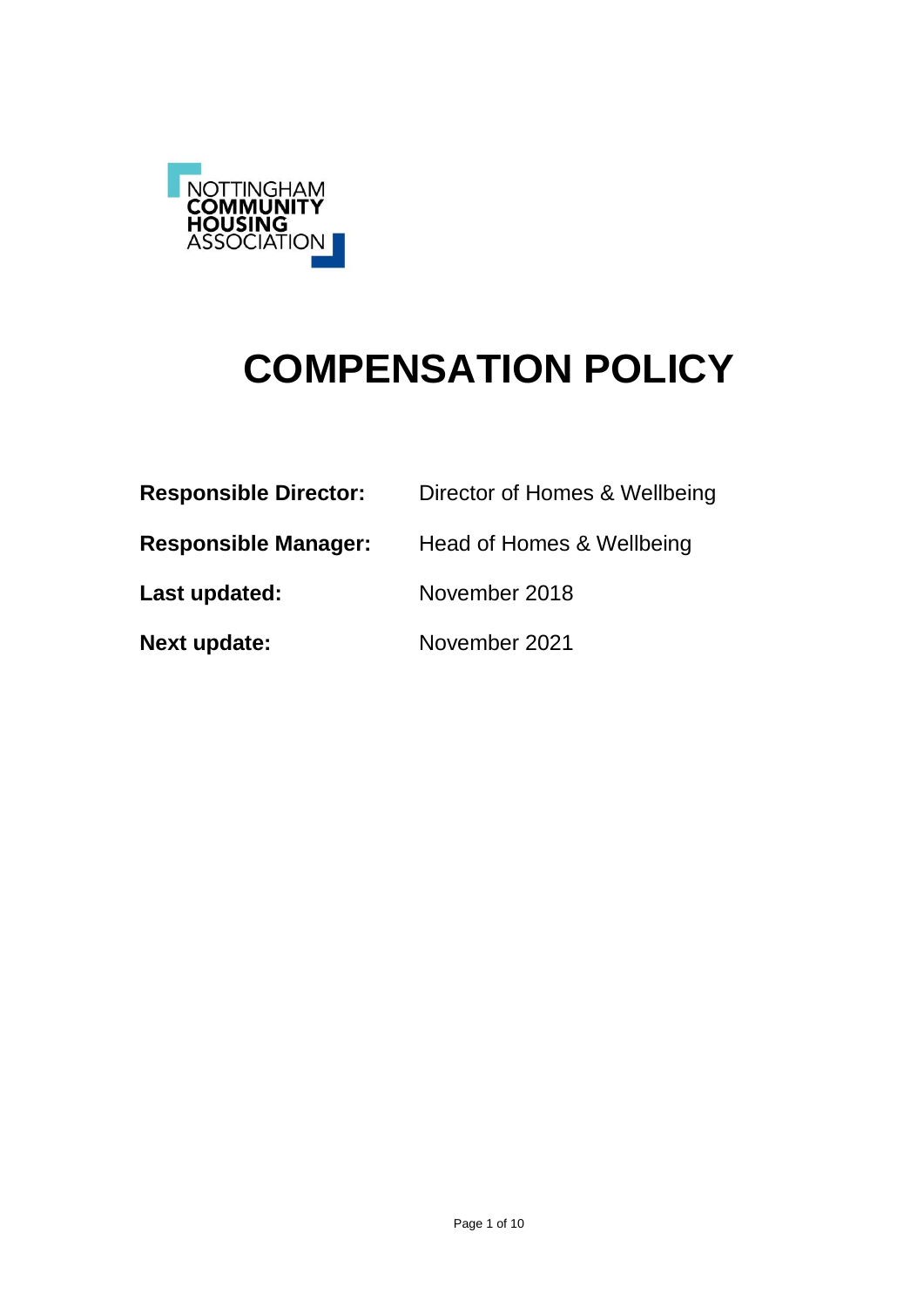NOTTINGHAM
**COMMUNITY**
**HOUSING**
ASSOCIATION

# COMPENSATION POLICY

| | |
|---|---|
| **Responsible Director:** | Director of Homes & Wellbeing |
| **Responsible Manager:** | Head of Homes & Wellbeing |
| **Last updated:** | November 2018 |
| **Next update:** | November 2021 |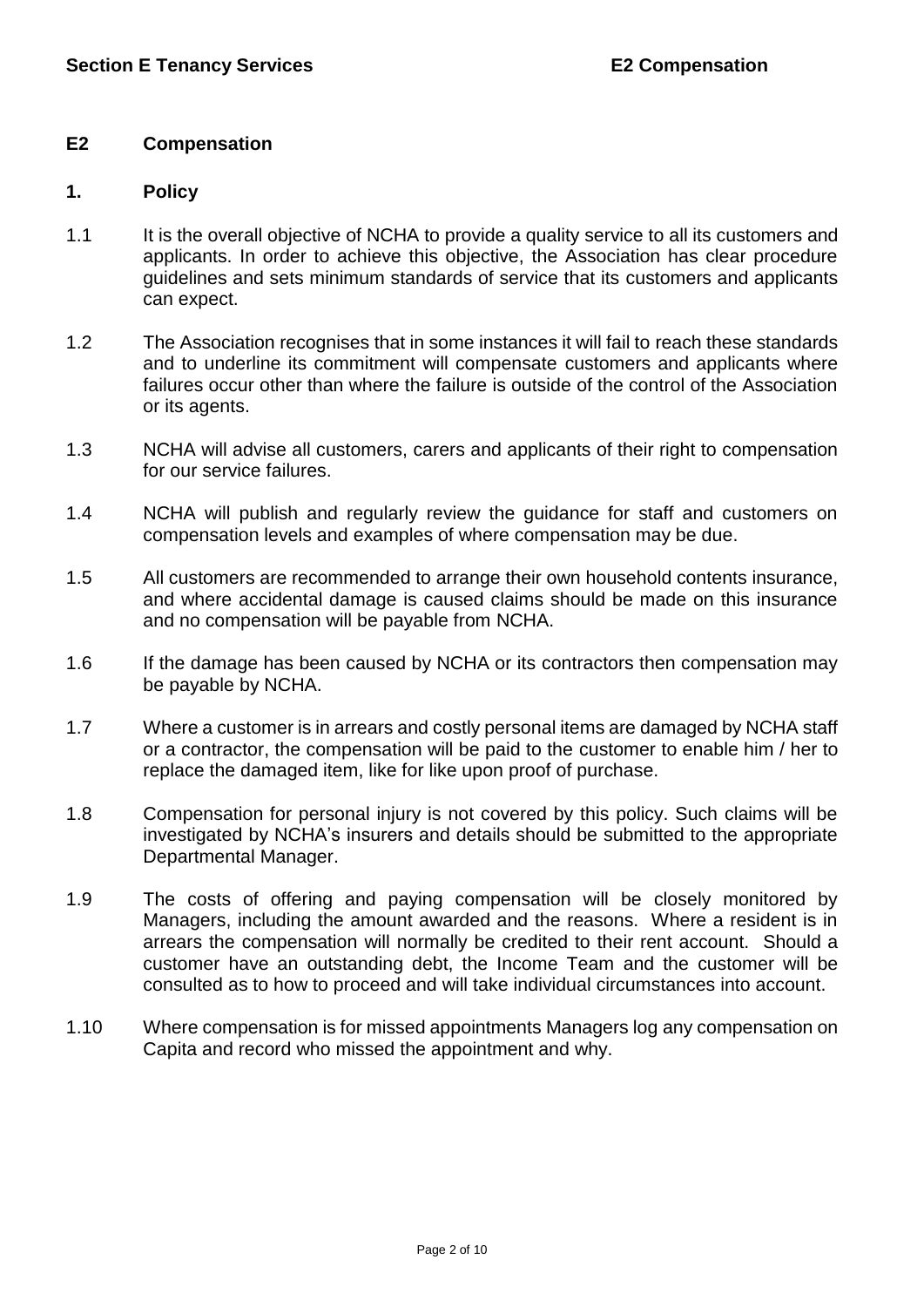## E2 Compensation

### 1. Policy

1.1 It is the overall objective of NCHA to provide a quality service to all its customers and applicants. In order to achieve this objective, the Association has clear procedure guidelines and sets minimum standards of service that its customers and applicants can expect.

1.2 The Association recognises that in some instances it will fail to reach these standards and to underline its commitment will compensate customers and applicants where failures occur other than where the failure is outside of the control of the Association or its agents.

1.3 NCHA will advise all customers, carers and applicants of their right to compensation for our service failures.

1.4 NCHA will publish and regularly review the guidance for staff and customers on compensation levels and examples of where compensation may be due.

1.5 All customers are recommended to arrange their own household contents insurance, and where accidental damage is caused claims should be made on this insurance and no compensation will be payable from NCHA.

1.6 If the damage has been caused by NCHA or its contractors then compensation may be payable by NCHA.

1.7 Where a customer is in arrears and costly personal items are damaged by NCHA staff or a contractor, the compensation will be paid to the customer to enable him / her to replace the damaged item, like for like upon proof of purchase.

1.8 Compensation for personal injury is not covered by this policy. Such claims will be investigated by NCHA's insurers and details should be submitted to the appropriate Departmental Manager.

1.9 The costs of offering and paying compensation will be closely monitored by Managers, including the amount awarded and the reasons. Where a resident is in arrears the compensation will normally be credited to their rent account. Should a customer have an outstanding debt, the Income Team and the customer will be consulted as to how to proceed and will take individual circumstances into account.

1.10 Where compensation is for missed appointments Managers log any compensation on Capita and record who missed the appointment and why.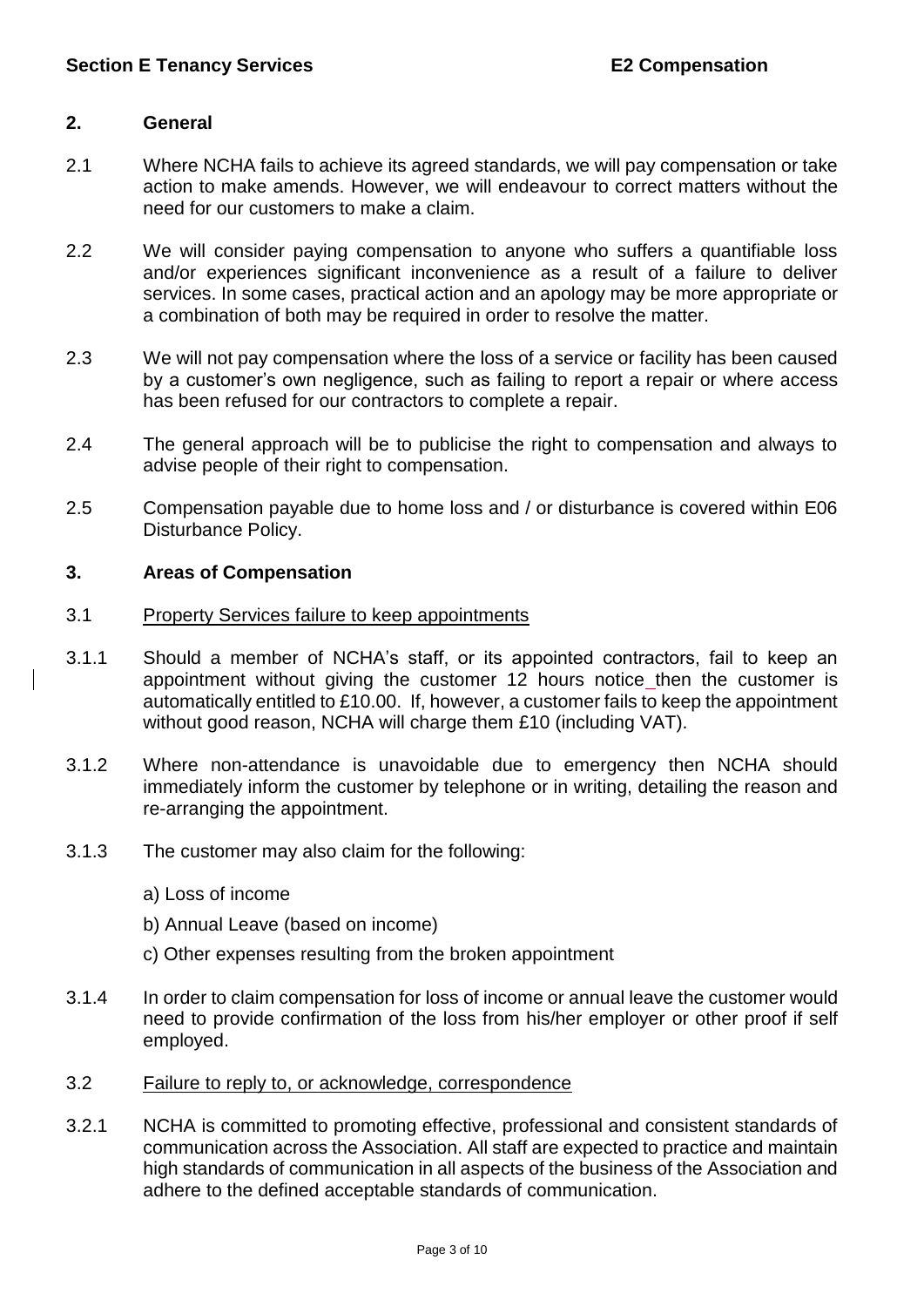## 2. General

2.1 Where NCHA fails to achieve its agreed standards, we will pay compensation or take action to make amends. However, we will endeavour to correct matters without the need for our customers to make a claim.

2.2 We will consider paying compensation to anyone who suffers a quantifiable loss and/or experiences significant inconvenience as a result of a failure to deliver services. In some cases, practical action and an apology may be more appropriate or a combination of both may be required in order to resolve the matter.

2.3 We will not pay compensation where the loss of a service or facility has been caused by a customer's own negligence, such as failing to report a repair or where access has been refused for our contractors to complete a repair.

2.4 The general approach will be to publicise the right to compensation and always to advise people of their right to compensation.

2.5 Compensation payable due to home loss and / or disturbance is covered within E06 Disturbance Policy.

## 3. Areas of Compensation

3.1 Property Services failure to keep appointments

3.1.1 Should a member of NCHA's staff, or its appointed contractors, fail to keep an appointment without giving the customer 12 hours notice then the customer is automatically entitled to £10.00. If, however, a customer fails to keep the appointment without good reason, NCHA will charge them £10 (including VAT).

3.1.2 Where non-attendance is unavoidable due to emergency then NCHA should immediately inform the customer by telephone or in writing, detailing the reason and re-arranging the appointment.

3.1.3 The customer may also claim for the following:

a) Loss of income

b) Annual Leave (based on income)

c) Other expenses resulting from the broken appointment

3.1.4 In order to claim compensation for loss of income or annual leave the customer would need to provide confirmation of the loss from his/her employer or other proof if self employed.

3.2 Failure to reply to, or acknowledge, correspondence

3.2.1 NCHA is committed to promoting effective, professional and consistent standards of communication across the Association. All staff are expected to practice and maintain high standards of communication in all aspects of the business of the Association and adhere to the defined acceptable standards of communication.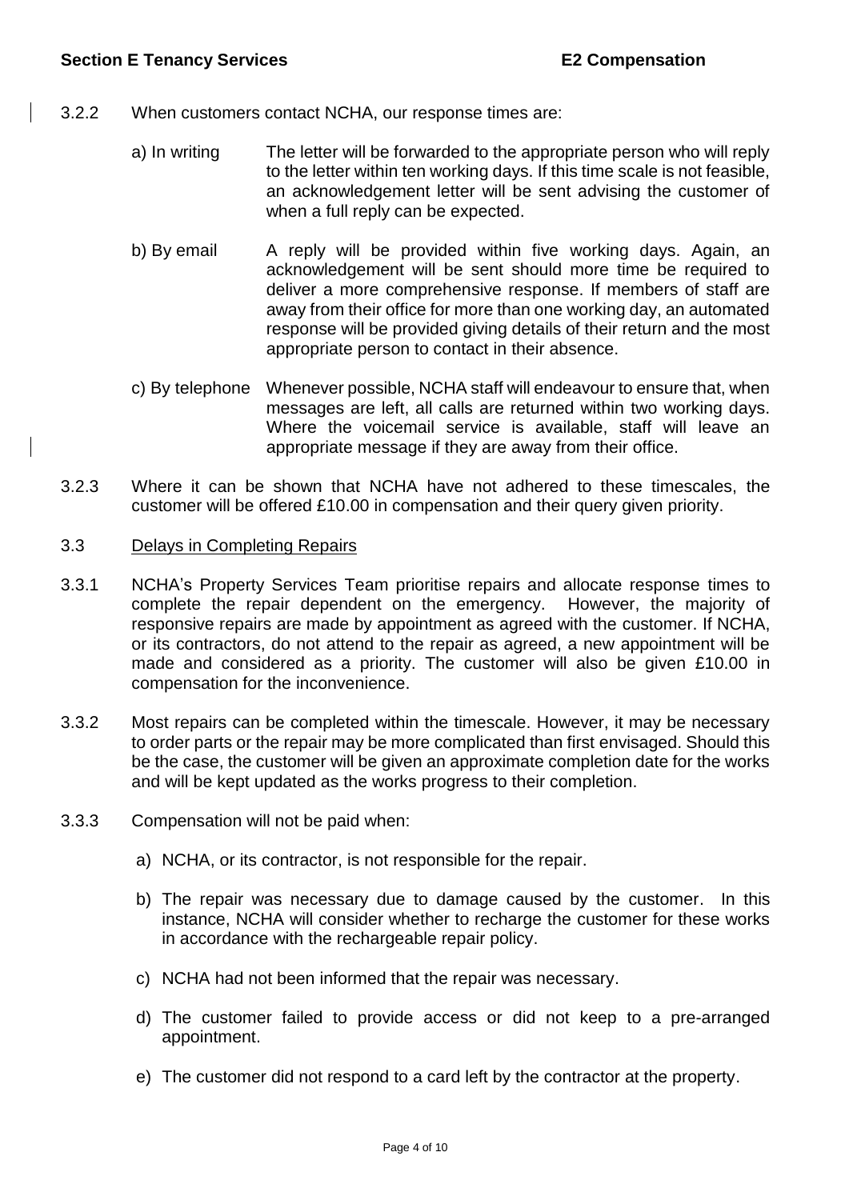3.2.2 When customers contact NCHA, our response times are:

a) In writing — The letter will be forwarded to the appropriate person who will reply to the letter within ten working days. If this time scale is not feasible, an acknowledgement letter will be sent advising the customer of when a full reply can be expected.

b) By email — A reply will be provided within five working days. Again, an acknowledgement will be sent should more time be required to deliver a more comprehensive response. If members of staff are away from their office for more than one working day, an automated response will be provided giving details of their return and the most appropriate person to contact in their absence.

c) By telephone — Whenever possible, NCHA staff will endeavour to ensure that, when messages are left, all calls are returned within two working days. Where the voicemail service is available, staff will leave an appropriate message if they are away from their office.

3.2.3 Where it can be shown that NCHA have not adhered to these timescales, the customer will be offered £10.00 in compensation and their query given priority.

### 3.3 Delays in Completing Repairs

3.3.1 NCHA's Property Services Team prioritise repairs and allocate response times to complete the repair dependent on the emergency. However, the majority of responsive repairs are made by appointment as agreed with the customer. If NCHA, or its contractors, do not attend to the repair as agreed, a new appointment will be made and considered as a priority. The customer will also be given £10.00 in compensation for the inconvenience.

3.3.2 Most repairs can be completed within the timescale. However, it may be necessary to order parts or the repair may be more complicated than first envisaged. Should this be the case, the customer will be given an approximate completion date for the works and will be kept updated as the works progress to their completion.

3.3.3 Compensation will not be paid when:

a) NCHA, or its contractor, is not responsible for the repair.

b) The repair was necessary due to damage caused by the customer. In this instance, NCHA will consider whether to recharge the customer for these works in accordance with the rechargeable repair policy.

c) NCHA had not been informed that the repair was necessary.

d) The customer failed to provide access or did not keep to a pre-arranged appointment.

e) The customer did not respond to a card left by the contractor at the property.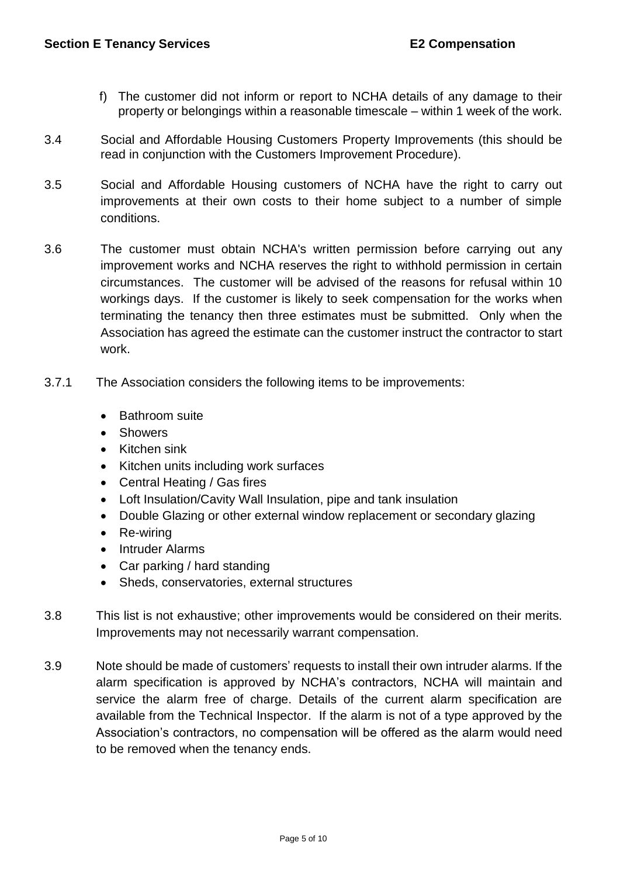f) The customer did not inform or report to NCHA details of any damage to their property or belongings within a reasonable timescale – within 1 week of the work.

3.4 Social and Affordable Housing Customers Property Improvements (this should be read in conjunction with the Customers Improvement Procedure).

3.5 Social and Affordable Housing customers of NCHA have the right to carry out improvements at their own costs to their home subject to a number of simple conditions.

3.6 The customer must obtain NCHA's written permission before carrying out any improvement works and NCHA reserves the right to withhold permission in certain circumstances. The customer will be advised of the reasons for refusal within 10 workings days. If the customer is likely to seek compensation for the works when terminating the tenancy then three estimates must be submitted. Only when the Association has agreed the estimate can the customer instruct the contractor to start work.

3.7.1 The Association considers the following items to be improvements:

- Bathroom suite
- Showers
- Kitchen sink
- Kitchen units including work surfaces
- Central Heating / Gas fires
- Loft Insulation/Cavity Wall Insulation, pipe and tank insulation
- Double Glazing or other external window replacement or secondary glazing
- Re-wiring
- Intruder Alarms
- Car parking / hard standing
- Sheds, conservatories, external structures

3.8 This list is not exhaustive; other improvements would be considered on their merits. Improvements may not necessarily warrant compensation.

3.9 Note should be made of customers' requests to install their own intruder alarms. If the alarm specification is approved by NCHA's contractors, NCHA will maintain and service the alarm free of charge. Details of the current alarm specification are available from the Technical Inspector. If the alarm is not of a type approved by the Association's contractors, no compensation will be offered as the alarm would need to be removed when the tenancy ends.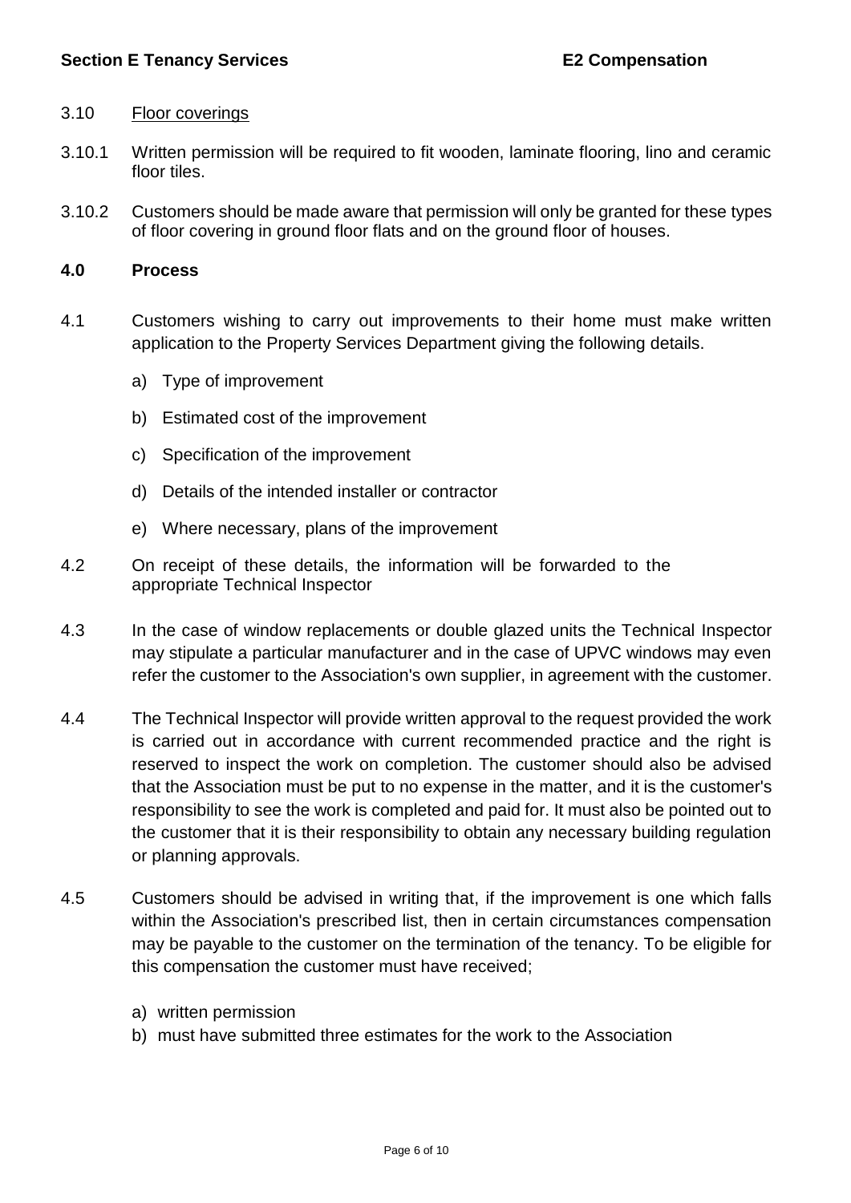3.10 Floor coverings

3.10.1 Written permission will be required to fit wooden, laminate flooring, lino and ceramic floor tiles.

3.10.2 Customers should be made aware that permission will only be granted for these types of floor covering in ground floor flats and on the ground floor of houses.

## 4.0 Process

4.1 Customers wishing to carry out improvements to their home must make written application to the Property Services Department giving the following details.

a) Type of improvement

b) Estimated cost of the improvement

c) Specification of the improvement

d) Details of the intended installer or contractor

e) Where necessary, plans of the improvement

4.2 On receipt of these details, the information will be forwarded to the appropriate Technical Inspector

4.3 In the case of window replacements or double glazed units the Technical Inspector may stipulate a particular manufacturer and in the case of UPVC windows may even refer the customer to the Association's own supplier, in agreement with the customer.

4.4 The Technical Inspector will provide written approval to the request provided the work is carried out in accordance with current recommended practice and the right is reserved to inspect the work on completion. The customer should also be advised that the Association must be put to no expense in the matter, and it is the customer's responsibility to see the work is completed and paid for. It must also be pointed out to the customer that it is their responsibility to obtain any necessary building regulation or planning approvals.

4.5 Customers should be advised in writing that, if the improvement is one which falls within the Association's prescribed list, then in certain circumstances compensation may be payable to the customer on the termination of the tenancy. To be eligible for this compensation the customer must have received;

a) written permission
b) must have submitted three estimates for the work to the Association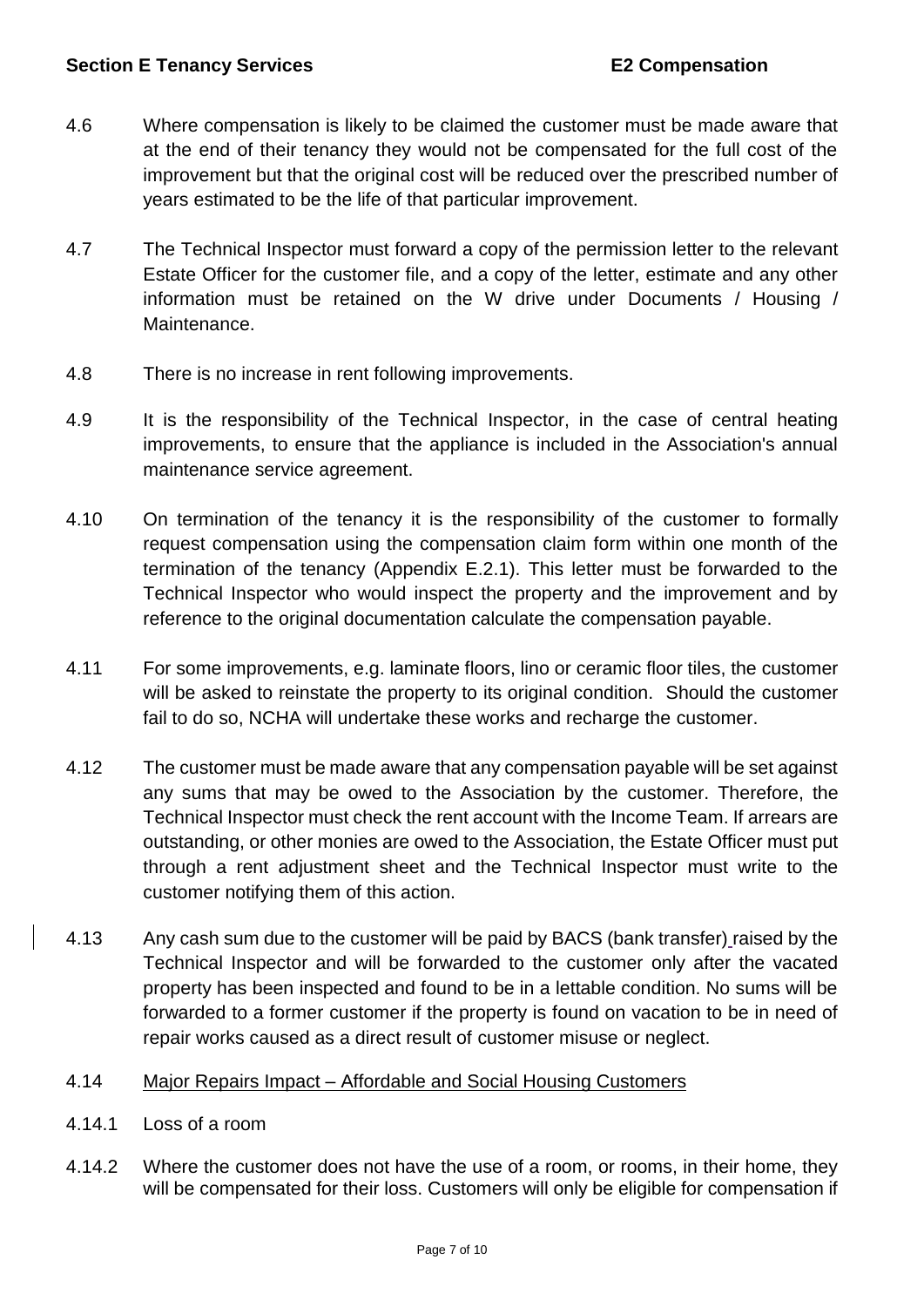4.6 Where compensation is likely to be claimed the customer must be made aware that at the end of their tenancy they would not be compensated for the full cost of the improvement but that the original cost will be reduced over the prescribed number of years estimated to be the life of that particular improvement.

4.7 The Technical Inspector must forward a copy of the permission letter to the relevant Estate Officer for the customer file, and a copy of the letter, estimate and any other information must be retained on the W drive under Documents / Housing / Maintenance.

4.8 There is no increase in rent following improvements.

4.9 It is the responsibility of the Technical Inspector, in the case of central heating improvements, to ensure that the appliance is included in the Association's annual maintenance service agreement.

4.10 On termination of the tenancy it is the responsibility of the customer to formally request compensation using the compensation claim form within one month of the termination of the tenancy (Appendix E.2.1). This letter must be forwarded to the Technical Inspector who would inspect the property and the improvement and by reference to the original documentation calculate the compensation payable.

4.11 For some improvements, e.g. laminate floors, lino or ceramic floor tiles, the customer will be asked to reinstate the property to its original condition. Should the customer fail to do so, NCHA will undertake these works and recharge the customer.

4.12 The customer must be made aware that any compensation payable will be set against any sums that may be owed to the Association by the customer. Therefore, the Technical Inspector must check the rent account with the Income Team. If arrears are outstanding, or other monies are owed to the Association, the Estate Officer must put through a rent adjustment sheet and the Technical Inspector must write to the customer notifying them of this action.

4.13 Any cash sum due to the customer will be paid by BACS (bank transfer) raised by the Technical Inspector and will be forwarded to the customer only after the vacated property has been inspected and found to be in a lettable condition. No sums will be forwarded to a former customer if the property is found on vacation to be in need of repair works caused as a direct result of customer misuse or neglect.

4.14 Major Repairs Impact – Affordable and Social Housing Customers

4.14.1 Loss of a room

4.14.2 Where the customer does not have the use of a room, or rooms, in their home, they will be compensated for their loss. Customers will only be eligible for compensation if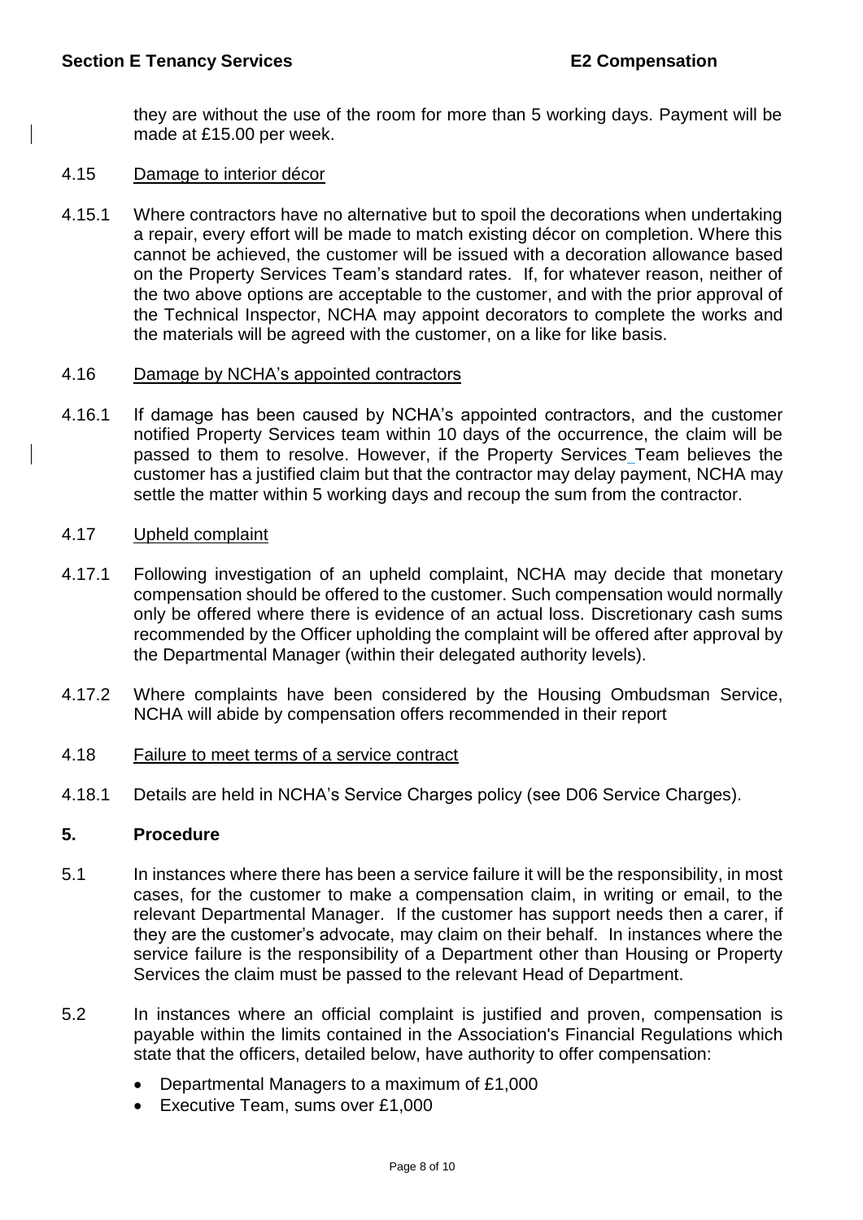they are without the use of the room for more than 5 working days. Payment will be made at £15.00 per week.

4.15 Damage to interior décor

4.15.1 Where contractors have no alternative but to spoil the decorations when undertaking a repair, every effort will be made to match existing décor on completion. Where this cannot be achieved, the customer will be issued with a decoration allowance based on the Property Services Team's standard rates. If, for whatever reason, neither of the two above options are acceptable to the customer, and with the prior approval of the Technical Inspector, NCHA may appoint decorators to complete the works and the materials will be agreed with the customer, on a like for like basis.

4.16 Damage by NCHA's appointed contractors

4.16.1 If damage has been caused by NCHA's appointed contractors, and the customer notified Property Services team within 10 days of the occurrence, the claim will be passed to them to resolve. However, if the Property Services Team believes the customer has a justified claim but that the contractor may delay payment, NCHA may settle the matter within 5 working days and recoup the sum from the contractor.

4.17 Upheld complaint

4.17.1 Following investigation of an upheld complaint, NCHA may decide that monetary compensation should be offered to the customer. Such compensation would normally only be offered where there is evidence of an actual loss. Discretionary cash sums recommended by the Officer upholding the complaint will be offered after approval by the Departmental Manager (within their delegated authority levels).

4.17.2 Where complaints have been considered by the Housing Ombudsman Service, NCHA will abide by compensation offers recommended in their report

4.18 Failure to meet terms of a service contract

4.18.1 Details are held in NCHA's Service Charges policy (see D06 Service Charges).

## 5. Procedure

5.1 In instances where there has been a service failure it will be the responsibility, in most cases, for the customer to make a compensation claim, in writing or email, to the relevant Departmental Manager. If the customer has support needs then a carer, if they are the customer's advocate, may claim on their behalf. In instances where the service failure is the responsibility of a Department other than Housing or Property Services the claim must be passed to the relevant Head of Department.

5.2 In instances where an official complaint is justified and proven, compensation is payable within the limits contained in the Association's Financial Regulations which state that the officers, detailed below, have authority to offer compensation:

- Departmental Managers to a maximum of £1,000
- Executive Team, sums over £1,000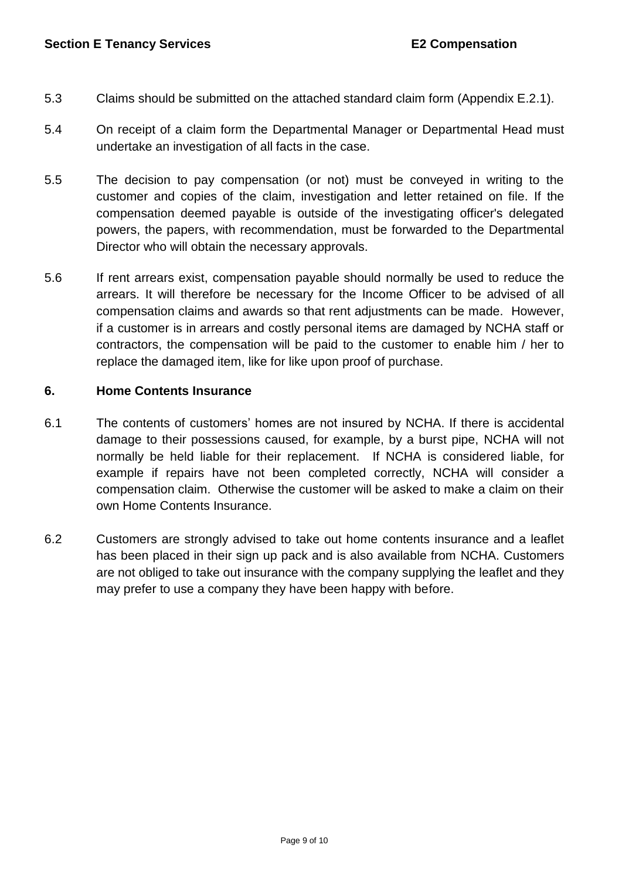5.3 Claims should be submitted on the attached standard claim form (Appendix E.2.1).

5.4 On receipt of a claim form the Departmental Manager or Departmental Head must undertake an investigation of all facts in the case.

5.5 The decision to pay compensation (or not) must be conveyed in writing to the customer and copies of the claim, investigation and letter retained on file. If the compensation deemed payable is outside of the investigating officer's delegated powers, the papers, with recommendation, must be forwarded to the Departmental Director who will obtain the necessary approvals.

5.6 If rent arrears exist, compensation payable should normally be used to reduce the arrears. It will therefore be necessary for the Income Officer to be advised of all compensation claims and awards so that rent adjustments can be made. However, if a customer is in arrears and costly personal items are damaged by NCHA staff or contractors, the compensation will be paid to the customer to enable him / her to replace the damaged item, like for like upon proof of purchase.

## 6. Home Contents Insurance

6.1 The contents of customers' homes are not insured by NCHA. If there is accidental damage to their possessions caused, for example, by a burst pipe, NCHA will not normally be held liable for their replacement. If NCHA is considered liable, for example if repairs have not been completed correctly, NCHA will consider a compensation claim. Otherwise the customer will be asked to make a claim on their own Home Contents Insurance.

6.2 Customers are strongly advised to take out home contents insurance and a leaflet has been placed in their sign up pack and is also available from NCHA. Customers are not obliged to take out insurance with the company supplying the leaflet and they may prefer to use a company they have been happy with before.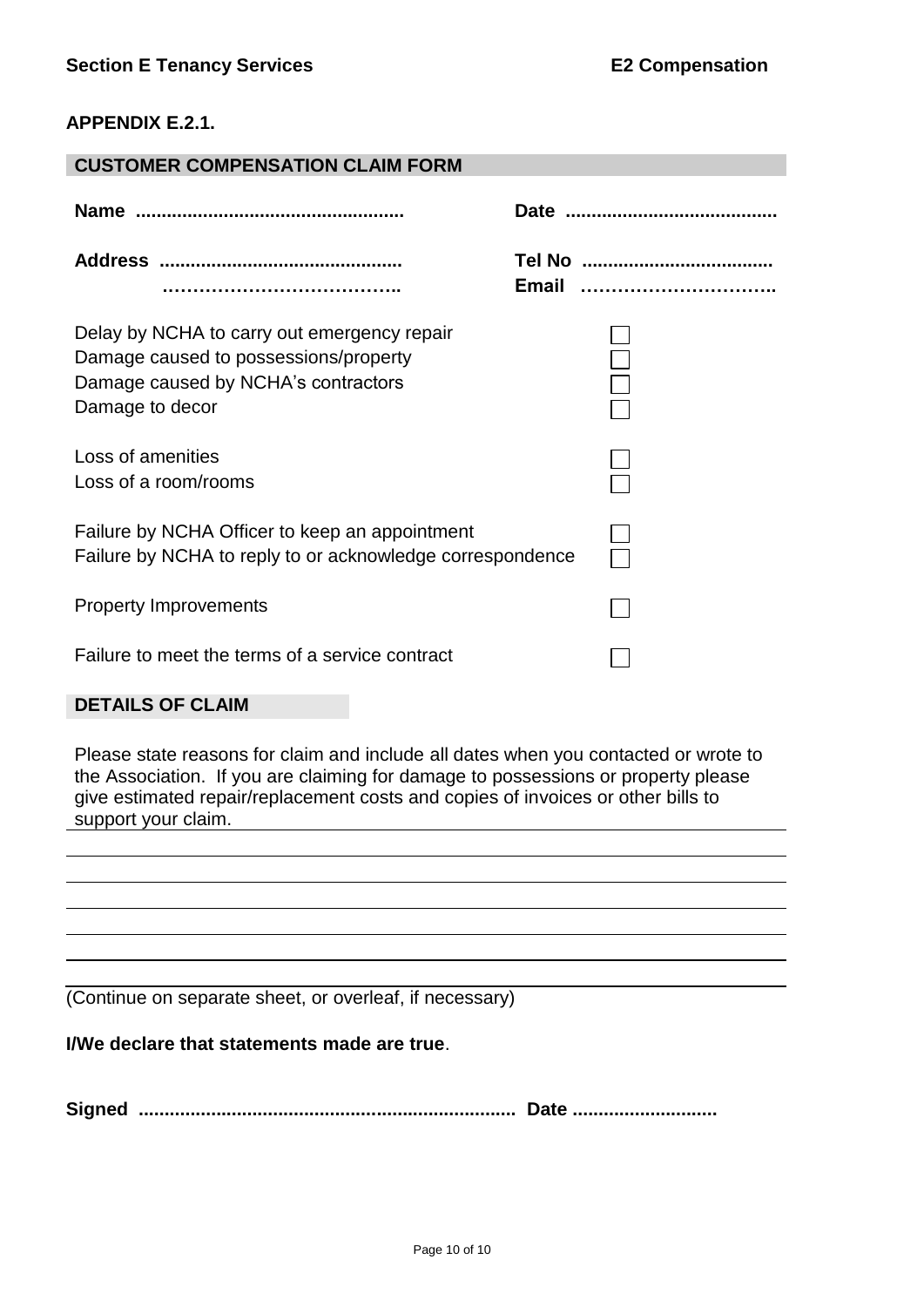**Section E Tenancy Services** **E2 Compensation**

**APPENDIX E.2.1.**

## CUSTOMER COMPENSATION CLAIM FORM

**Name** ................................................... **Date** ........................................

**Address** ..............................................
………………………………..

**Tel No** ....................................
**Email** …………………………..

| | |
|---|---|
| Delay by NCHA to carry out emergency repair | ☐ |
| Damage caused to possessions/property | ☐ |
| Damage caused by NCHA's contractors | ☐ |
| Damage to decor | ☐ |
| Loss of amenities | ☐ |
| Loss of a room/rooms | ☐ |
| Failure by NCHA Officer to keep an appointment | ☐ |
| Failure by NCHA to reply to or acknowledge correspondence | ☐ |
| Property Improvements | ☐ |
| Failure to meet the terms of a service contract | ☐ |

## DETAILS OF CLAIM

Please state reasons for claim and include all dates when you contacted or wrote to the Association. If you are claiming for damage to possessions or property please give estimated repair/replacement costs and copies of invoices or other bills to support your claim.

(Continue on separate sheet, or overleaf, if necessary)

**I/We declare that statements made are true**.

**Signed** ....................................................................... **Date** ...........................